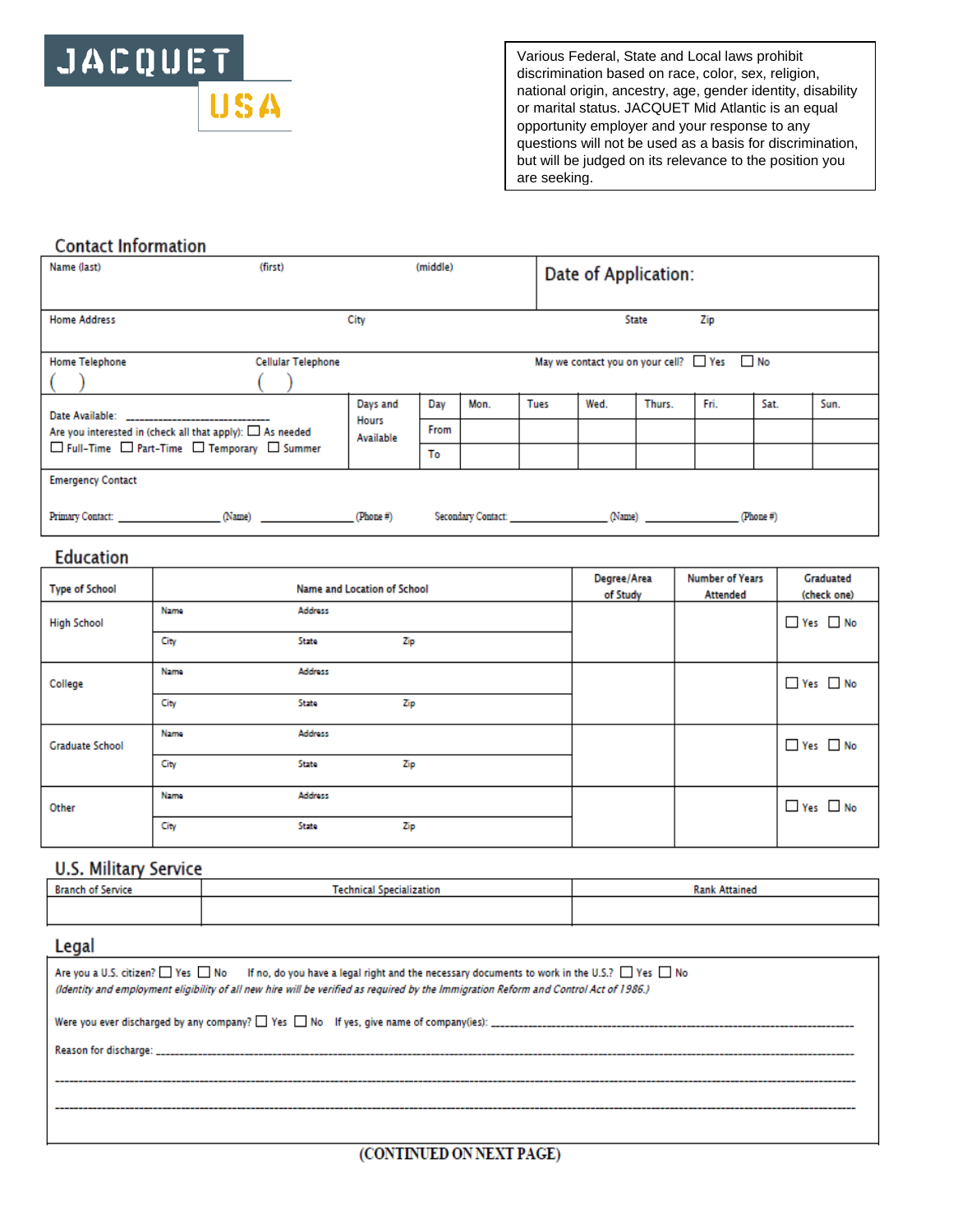JACQUET USA

Various Federal, State and Local laws prohibit discrimination based on race, color, sex, religion, national origin, ancestry, age, gender identity, disability or marital status. JACQUET Mid Atlantic is an equal opportunity employer and your response to any questions will not be used as a basis for discrimination, but will be judged on its relevance to the position you are seeking.

## Contact Information

| Name (last) | (first) | (middle) | Date of Application: |
|---|---|---|---|
| Home Address | City | State | Zip |

Home Telephone ( ) Cellular Telephone ( ) May we contact you on your cell? ☐ Yes ☐ No

Date Available: ______________________________

Are you interested in (check all that apply): ☐ As needed ☐ Full-Time ☐ Part-Time ☐ Temporary ☐ Summer

| Days and Hours Available | Day | Mon. | Tues | Wed. | Thurs. | Fri. | Sat. | Sun. |
|---|---|---|---|---|---|---|---|---|
| | From | | | | | | | |
| | To | | | | | | | |

Emergency Contact

Primary Contact: ______________ (Name) ______________ (Phone #) Secondary Contact: ______________ (Name) ______________ (Phone #)

## Education

| Type of School | Name and Location of School | | | Degree/Area of Study | Number of Years Attended | Graduated (check one) |
|---|---|---|---|---|---|---|
| High School | Name | Address | | | | ☐ Yes ☐ No |
| | City | State | Zip | | | |
| College | Name | Address | | | | ☐ Yes ☐ No |
| | City | State | Zip | | | |
| Graduate School | Name | Address | | | | ☐ Yes ☐ No |
| | City | State | Zip | | | |
| Other | Name | Address | | | | ☐ Yes ☐ No |
| | City | State | Zip | | | |

## U.S. Military Service

| Branch of Service | Technical Specialization | Rank Attained |
|---|---|---|
| | | |

## Legal

Are you a U.S. citizen? ☐ Yes ☐ No If no, do you have a legal right and the necessary documents to work in the U.S.? ☐ Yes ☐ No

*(Identity and employment eligibility of all new hire will be verified as required by the Immigration Reform and Control Act of 1986.)*

Were you ever discharged by any company? ☐ Yes ☐ No If yes, give name of company(ies): ______________________________

Reason for discharge: ______________________________

______________________________

______________________________

**(CONTINUED ON NEXT PAGE)**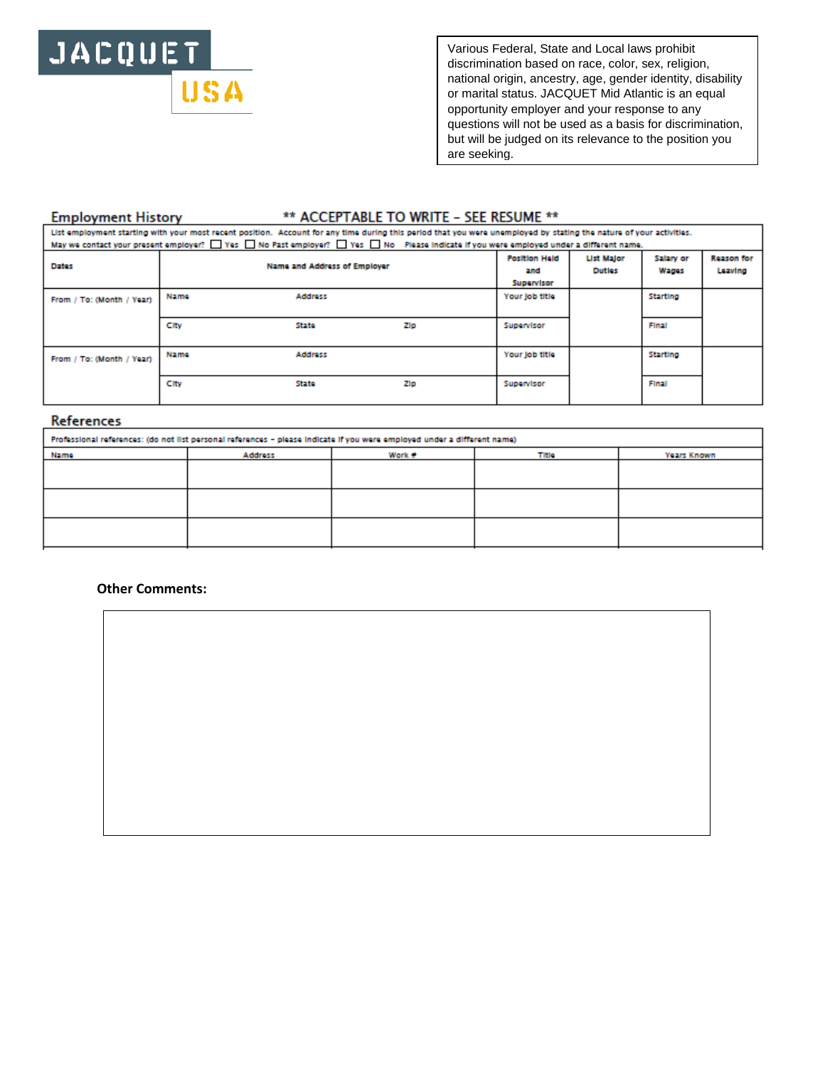JACQUET USA

Various Federal, State and Local laws prohibit discrimination based on race, color, sex, religion, national origin, ancestry, age, gender identity, disability or marital status. JACQUET Mid Atlantic is an equal opportunity employer and your response to any questions will not be used as a basis for discrimination, but will be judged on its relevance to the position you are seeking.

## Employment History

** ACCEPTABLE TO WRITE – SEE RESUME **

List employment starting with your most recent position. Account for any time during this period that you were unemployed by stating the nature of your activities.

May we contact your present employer? ☐ Yes ☐ No Past employer? ☐ Yes ☐ No Please indicate if you were employed under a different name.

| Dates | Name and Address of Employer | | | Position Held and Supervisor | List Major Duties | Salary or Wages | Reason for Leaving |
|---|---|---|---|---|---|---|---|
| From / To: (Month / Year) | Name | Address | | Your job title | | Starting | |
| | City | State | Zip | Supervisor | | Final | |
| From / To: (Month / Year) | Name | Address | | Your job title | | Starting | |
| | City | State | Zip | Supervisor | | Final | |

## References

Professional references: (do not list personal references – please indicate if you were employed under a different name)

| Name | Address | Work # | Title | Years Known |
|---|---|---|---|---|
| | | | | |
| | | | | |
| | | | | |

**Other Comments:**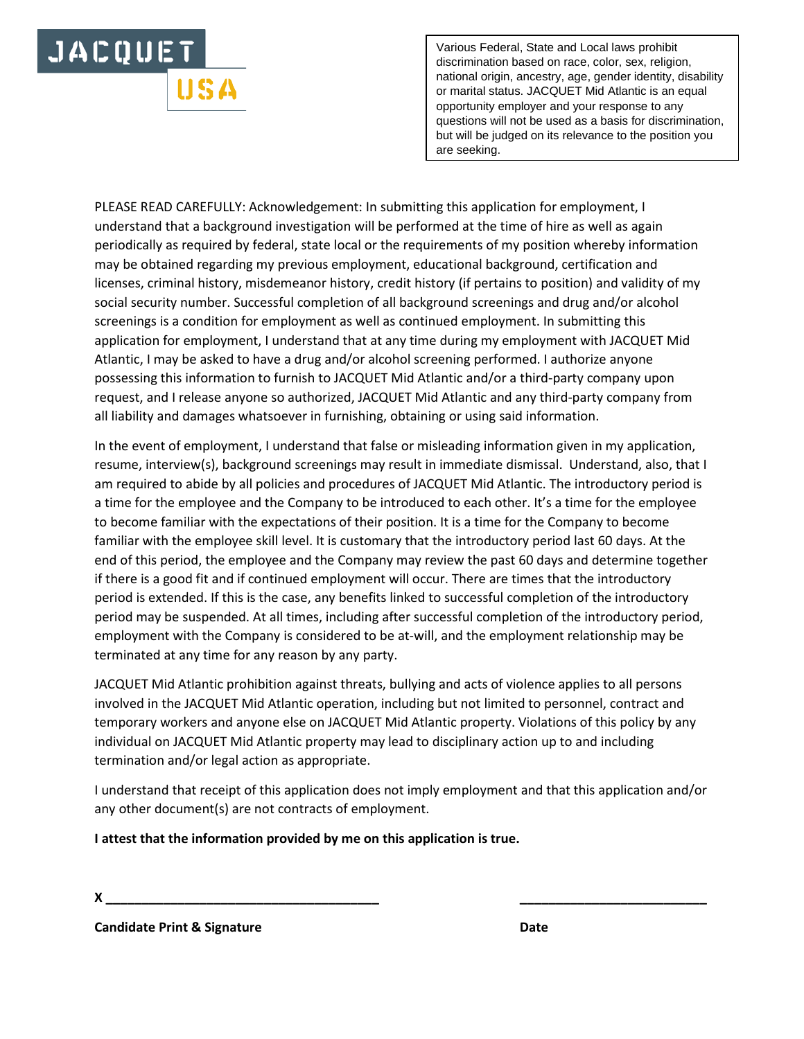JACQUET USA

Various Federal, State and Local laws prohibit discrimination based on race, color, sex, religion, national origin, ancestry, age, gender identity, disability or marital status. JACQUET Mid Atlantic is an equal opportunity employer and your response to any questions will not be used as a basis for discrimination, but will be judged on its relevance to the position you are seeking.

PLEASE READ CAREFULLY: Acknowledgement: In submitting this application for employment, I understand that a background investigation will be performed at the time of hire as well as again periodically as required by federal, state local or the requirements of my position whereby information may be obtained regarding my previous employment, educational background, certification and licenses, criminal history, misdemeanor history, credit history (if pertains to position) and validity of my social security number. Successful completion of all background screenings and drug and/or alcohol screenings is a condition for employment as well as continued employment. In submitting this application for employment, I understand that at any time during my employment with JACQUET Mid Atlantic, I may be asked to have a drug and/or alcohol screening performed. I authorize anyone possessing this information to furnish to JACQUET Mid Atlantic and/or a third-party company upon request, and I release anyone so authorized, JACQUET Mid Atlantic and any third-party company from all liability and damages whatsoever in furnishing, obtaining or using said information.

In the event of employment, I understand that false or misleading information given in my application, resume, interview(s), background screenings may result in immediate dismissal. Understand, also, that I am required to abide by all policies and procedures of JACQUET Mid Atlantic. The introductory period is a time for the employee and the Company to be introduced to each other. It's a time for the employee to become familiar with the expectations of their position. It is a time for the Company to become familiar with the employee skill level. It is customary that the introductory period last 60 days. At the end of this period, the employee and the Company may review the past 60 days and determine together if there is a good fit and if continued employment will occur. There are times that the introductory period is extended. If this is the case, any benefits linked to successful completion of the introductory period may be suspended. At all times, including after successful completion of the introductory period, employment with the Company is considered to be at-will, and the employment relationship may be terminated at any time for any reason by any party.

JACQUET Mid Atlantic prohibition against threats, bullying and acts of violence applies to all persons involved in the JACQUET Mid Atlantic operation, including but not limited to personnel, contract and temporary workers and anyone else on JACQUET Mid Atlantic property. Violations of this policy by any individual on JACQUET Mid Atlantic property may lead to disciplinary action up to and including termination and/or legal action as appropriate.

I understand that receipt of this application does not imply employment and that this application and/or any other document(s) are not contracts of employment.

**I attest that the information provided by me on this application is true.**

**X \_\_\_\_\_\_\_\_\_\_\_\_\_\_\_\_\_\_\_\_\_\_\_\_\_\_\_\_\_\_\_\_\_\_\_\_\_\_\_\_** &nbsp;&nbsp;&nbsp;&nbsp; **\_\_\_\_\_\_\_\_\_\_\_\_\_\_\_\_\_\_\_\_\_\_\_\_\_\_\_\_**

**Candidate Print & Signature** &nbsp;&nbsp;&nbsp;&nbsp; **Date**